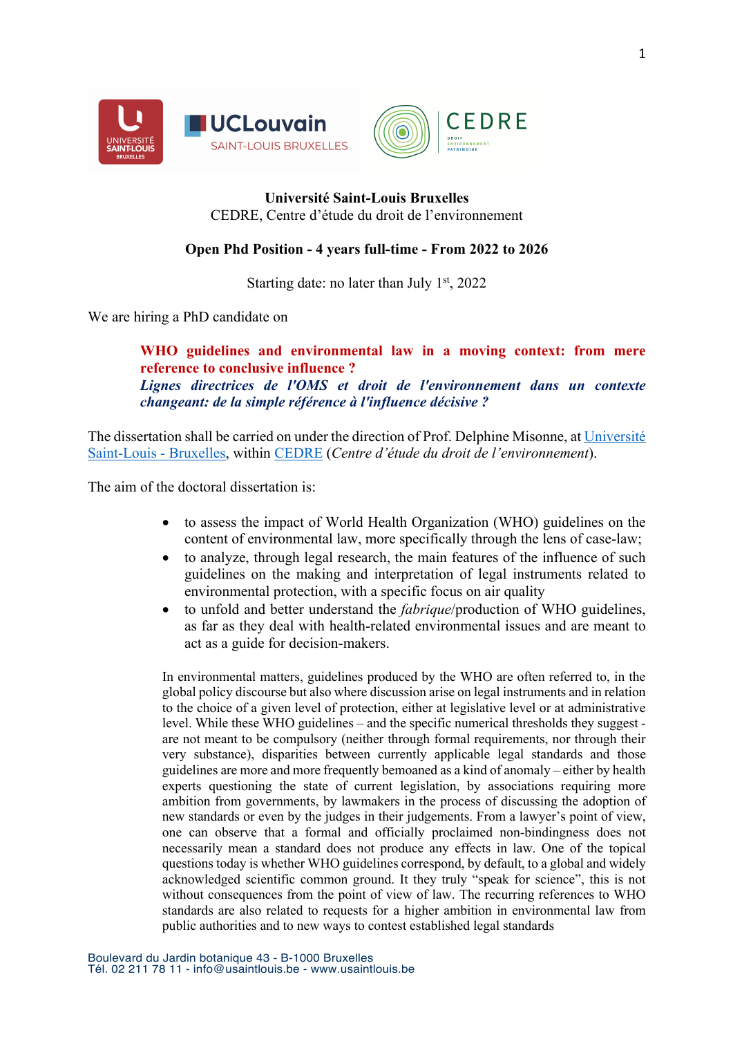**Université Saint-Louis Bruxelles**
CEDRE, Centre d'étude du droit de l'environnement

**Open Phd Position - 4 years full-time - From 2022 to 2026**

Starting date: no later than July 1st, 2022

We are hiring a PhD candidate on

> **WHO guidelines and environmental law in a moving context: from mere reference to conclusive influence ?**
> ***Lignes directrices de l'OMS et droit de l'environnement dans un contexte changeant: de la simple référence à l'influence décisive ?***

The dissertation shall be carried on under the direction of Prof. Delphine Misonne, at Université Saint-Louis - Bruxelles, within CEDRE (*Centre d'étude du droit de l'environnement*).

The aim of the doctoral dissertation is:

- to assess the impact of World Health Organization (WHO) guidelines on the content of environmental law, more specifically through the lens of case-law;
- to analyze, through legal research, the main features of the influence of such guidelines on the making and interpretation of legal instruments related to environmental protection, with a specific focus on air quality
- to unfold and better understand the *fabrique*/production of WHO guidelines, as far as they deal with health-related environmental issues and are meant to act as a guide for decision-makers.

In environmental matters, guidelines produced by the WHO are often referred to, in the global policy discourse but also where discussion arise on legal instruments and in relation to the choice of a given level of protection, either at legislative level or at administrative level. While these WHO guidelines – and the specific numerical thresholds they suggest - are not meant to be compulsory (neither through formal requirements, nor through their very substance), disparities between currently applicable legal standards and those guidelines are more and more frequently bemoaned as a kind of anomaly – either by health experts questioning the state of current legislation, by associations requiring more ambition from governments, by lawmakers in the process of discussing the adoption of new standards or even by the judges in their judgements. From a lawyer's point of view, one can observe that a formal and officially proclaimed non-bindingness does not necessarily mean a standard does not produce any effects in law. One of the topical questions today is whether WHO guidelines correspond, by default, to a global and widely acknowledged scientific common ground. It they truly "speak for science", this is not without consequences from the point of view of law. The recurring references to WHO standards are also related to requests for a higher ambition in environmental law from public authorities and to new ways to contest established legal standards

Boulevard du Jardin botanique 43 - B-1000 Bruxelles
Tél. 02 211 78 11 - info@usaintlouis.be - www.usaintlouis.be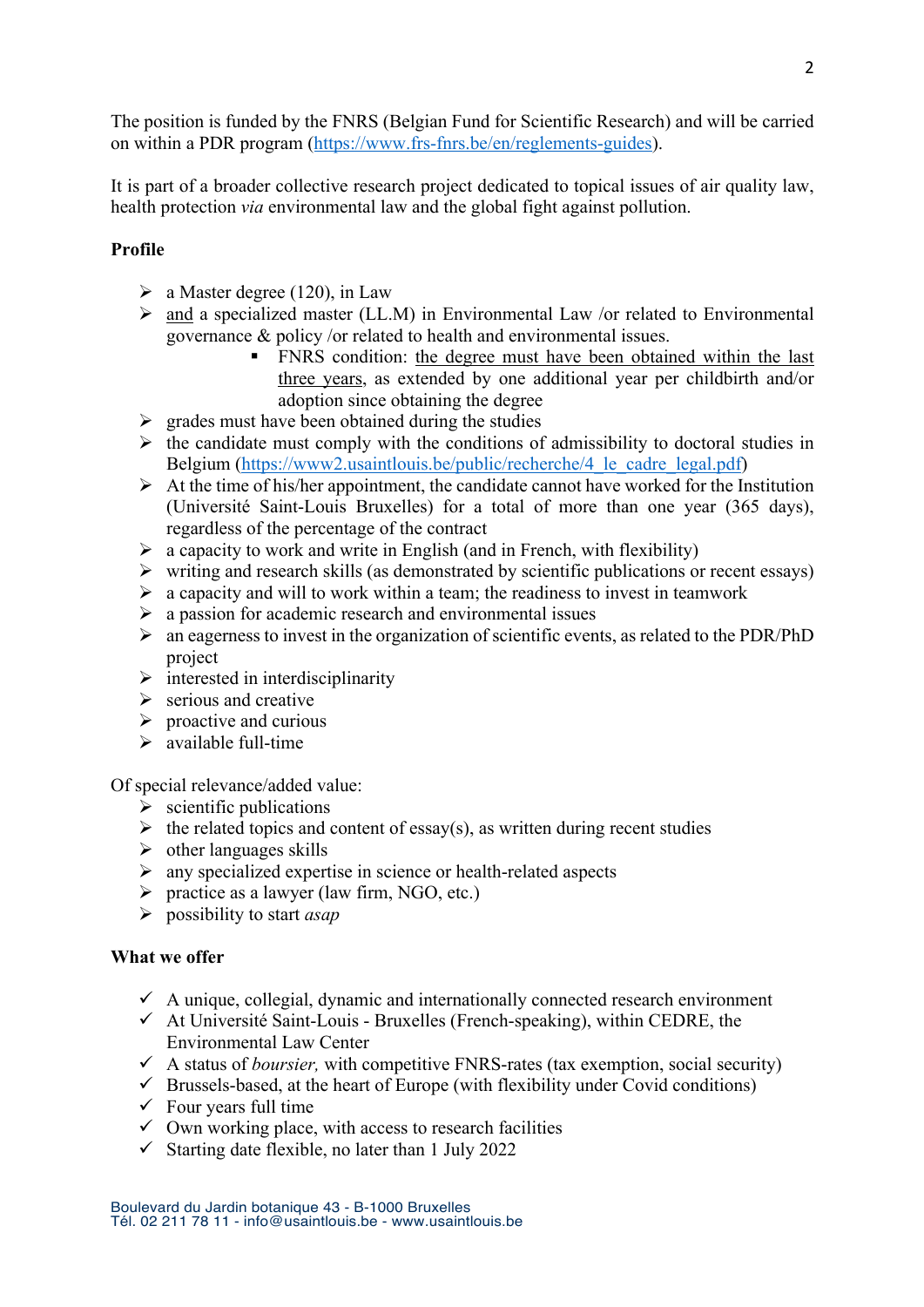The position is funded by the FNRS (Belgian Fund for Scientific Research) and will be carried on within a PDR program (https://www.frs-fnrs.be/en/reglements-guides).

It is part of a broader collective research project dedicated to topical issues of air quality law, health protection *via* environmental law and the global fight against pollution.

**Profile**

- a Master degree (120), in Law
- and a specialized master (LL.M) in Environmental Law /or related to Environmental governance & policy /or related to health and environmental issues.
  - FNRS condition: the degree must have been obtained within the last three years, as extended by one additional year per childbirth and/or adoption since obtaining the degree
- grades must have been obtained during the studies
- the candidate must comply with the conditions of admissibility to doctoral studies in Belgium (https://www2.usaintlouis.be/public/recherche/4_le_cadre_legal.pdf)
- At the time of his/her appointment, the candidate cannot have worked for the Institution (Université Saint-Louis Bruxelles) for a total of more than one year (365 days), regardless of the percentage of the contract
- a capacity to work and write in English (and in French, with flexibility)
- writing and research skills (as demonstrated by scientific publications or recent essays)
- a capacity and will to work within a team; the readiness to invest in teamwork
- a passion for academic research and environmental issues
- an eagerness to invest in the organization of scientific events, as related to the PDR/PhD project
- interested in interdisciplinarity
- serious and creative
- proactive and curious
- available full-time

Of special relevance/added value:

- scientific publications
- the related topics and content of essay(s), as written during recent studies
- other languages skills
- any specialized expertise in science or health-related aspects
- practice as a lawyer (law firm, NGO, etc.)
- possibility to start *asap*

**What we offer**

- ✓ A unique, collegial, dynamic and internationally connected research environment
- ✓ At Université Saint-Louis - Bruxelles (French-speaking), within CEDRE, the Environmental Law Center
- ✓ A status of *boursier,* with competitive FNRS-rates (tax exemption, social security)
- ✓ Brussels-based, at the heart of Europe (with flexibility under Covid conditions)
- ✓ Four years full time
- ✓ Own working place, with access to research facilities
- ✓ Starting date flexible, no later than 1 July 2022

Boulevard du Jardin botanique 43 - B-1000 Bruxelles
Tél. 02 211 78 11 - info@usaintlouis.be - www.usaintlouis.be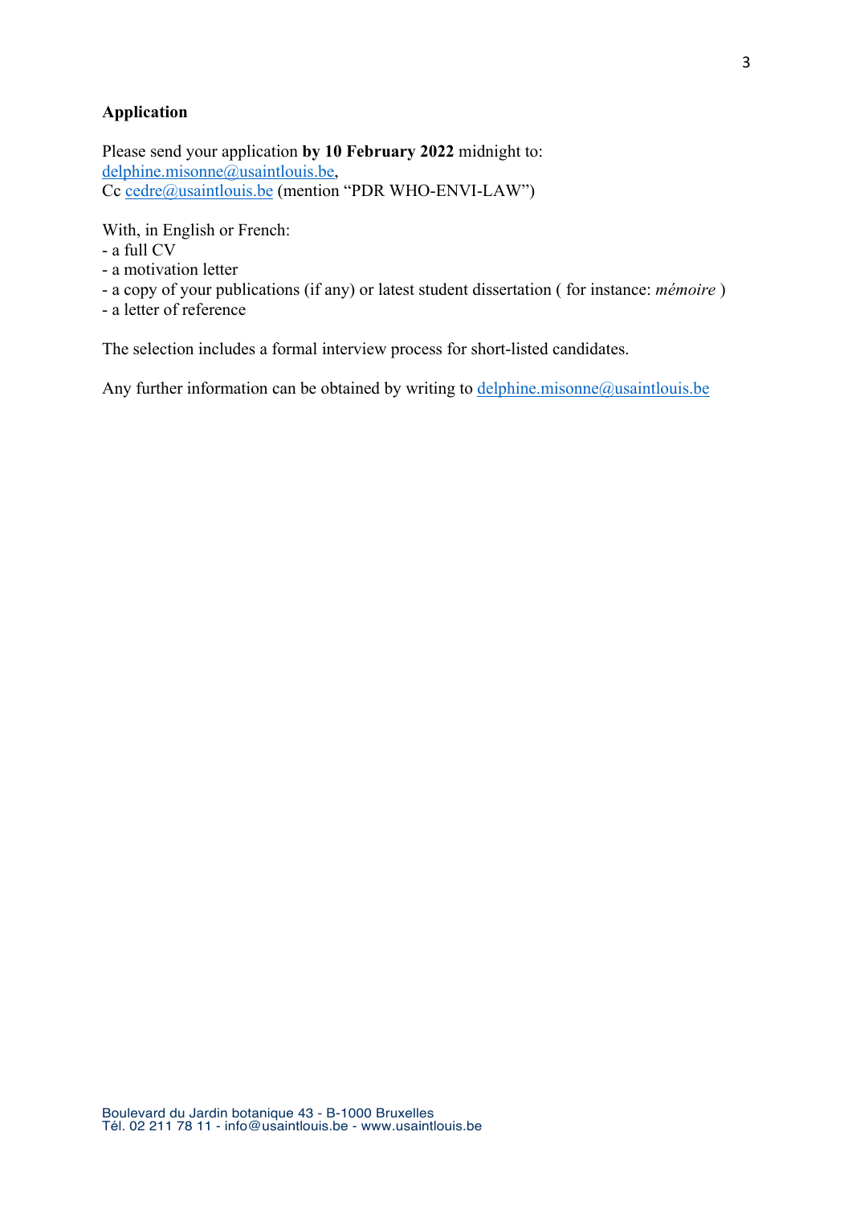**Application**

Please send your application **by 10 February 2022** midnight to:
delphine.misonne@usaintlouis.be,
Cc cedre@usaintlouis.be (mention “PDR WHO-ENVI-LAW”)

With, in English or French:
- a full CV
- a motivation letter
- a copy of your publications (if any) or latest student dissertation ( for instance: *mémoire* )
- a letter of reference

The selection includes a formal interview process for short-listed candidates.

Any further information can be obtained by writing to delphine.misonne@usaintlouis.be

Boulevard du Jardin botanique 43 - B-1000 Bruxelles
Tél. 02 211 78 11 - info@usaintlouis.be - www.usaintlouis.be